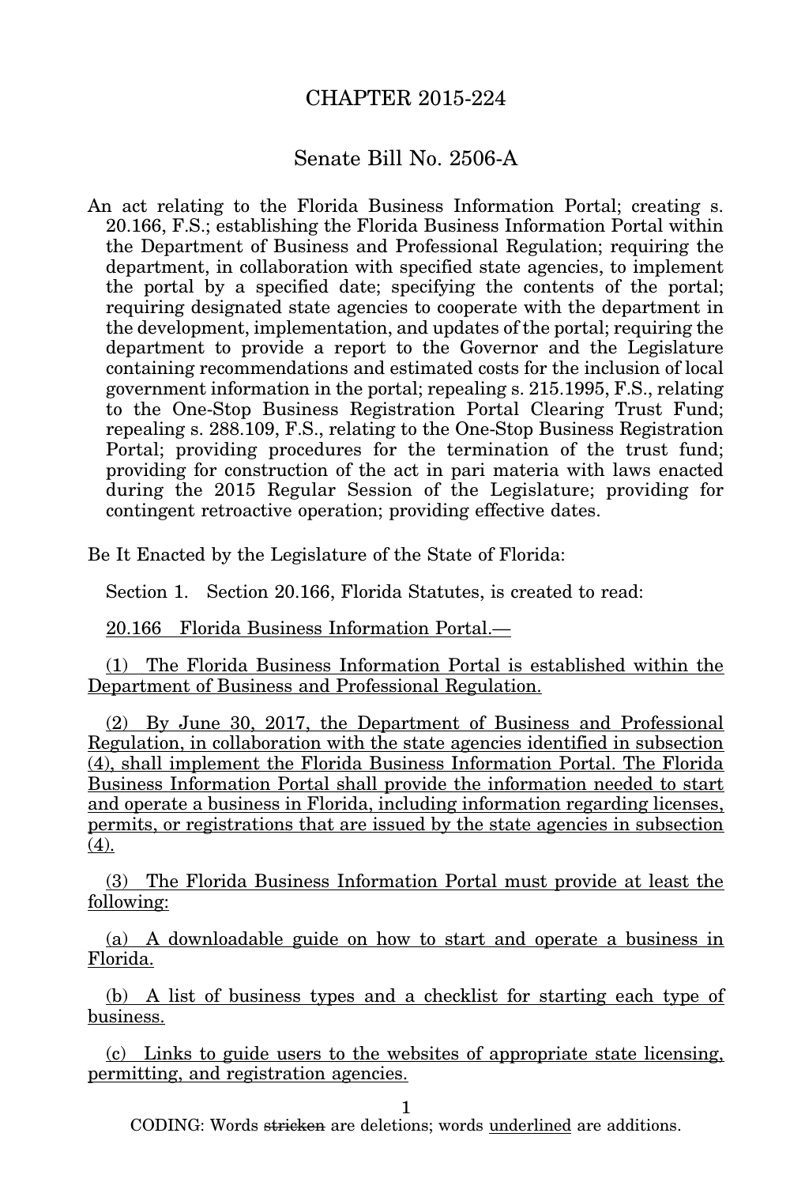# CHAPTER 2015-224

## Senate Bill No. 2506-A

An act relating to the Florida Business Information Portal; creating s. 20.166, F.S.; establishing the Florida Business Information Portal within the Department of Business and Professional Regulation; requiring the department, in collaboration with specified state agencies, to implement the portal by a specified date; specifying the contents of the portal; requiring designated state agencies to cooperate with the department in the development, implementation, and updates of the portal; requiring the department to provide a report to the Governor and the Legislature containing recommendations and estimated costs for the inclusion of local government information in the portal; repealing s. 215.1995, F.S., relating to the One-Stop Business Registration Portal Clearing Trust Fund; repealing s. 288.109, F.S., relating to the One-Stop Business Registration Portal; providing procedures for the termination of the trust fund; providing for construction of the act in pari materia with laws enacted during the 2015 Regular Session of the Legislature; providing for contingent retroactive operation; providing effective dates.

Be It Enacted by the Legislature of the State of Florida:

Section 1. Section 20.166, Florida Statutes, is created to read:

<u>20.166 Florida Business Information Portal.—</u>

<u>(1) The Florida Business Information Portal is established within the Department of Business and Professional Regulation.</u>

<u>(2) By June 30, 2017, the Department of Business and Professional Regulation, in collaboration with the state agencies identified in subsection (4), shall implement the Florida Business Information Portal. The Florida Business Information Portal shall provide the information needed to start and operate a business in Florida, including information regarding licenses, permits, or registrations that are issued by the state agencies in subsection (4).</u>

<u>(3) The Florida Business Information Portal must provide at least the following:</u>

<u>(a) A downloadable guide on how to start and operate a business in Florida.</u>

<u>(b) A list of business types and a checklist for starting each type of business.</u>

<u>(c) Links to guide users to the websites of appropriate state licensing, permitting, and registration agencies.</u>

CODING: Words ~~stricken~~ are deletions; words <u>underlined</u> are additions.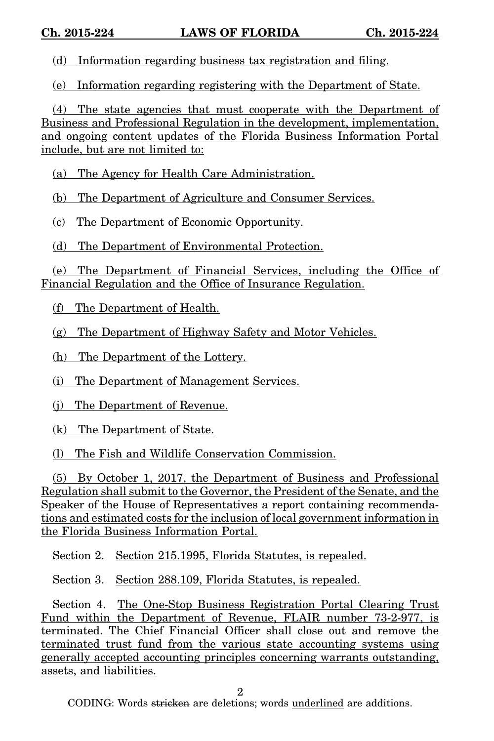(d) Information regarding business tax registration and filing.

(e) Information regarding registering with the Department of State.

(4) The state agencies that must cooperate with the Department of Business and Professional Regulation in the development, implementation, and ongoing content updates of the Florida Business Information Portal include, but are not limited to:

(a) The Agency for Health Care Administration.

(b) The Department of Agriculture and Consumer Services.

(c) The Department of Economic Opportunity.

(d) The Department of Environmental Protection.

(e) The Department of Financial Services, including the Office of Financial Regulation and the Office of Insurance Regulation.

(f) The Department of Health.

(g) The Department of Highway Safety and Motor Vehicles.

(h) The Department of the Lottery.

(i) The Department of Management Services.

(j) The Department of Revenue.

(k) The Department of State.

(l) The Fish and Wildlife Conservation Commission.

(5) By October 1, 2017, the Department of Business and Professional Regulation shall submit to the Governor, the President of the Senate, and the Speaker of the House of Representatives a report containing recommendations and estimated costs for the inclusion of local government information in the Florida Business Information Portal.

Section 2. Section 215.1995, Florida Statutes, is repealed.

Section 3. Section 288.109, Florida Statutes, is repealed.

Section 4. The One-Stop Business Registration Portal Clearing Trust Fund within the Department of Revenue, FLAIR number 73-2-977, is terminated. The Chief Financial Officer shall close out and remove the terminated trust fund from the various state accounting systems using generally accepted accounting principles concerning warrants outstanding, assets, and liabilities.

CODING: Words ~~stricken~~ are deletions; words underlined are additions.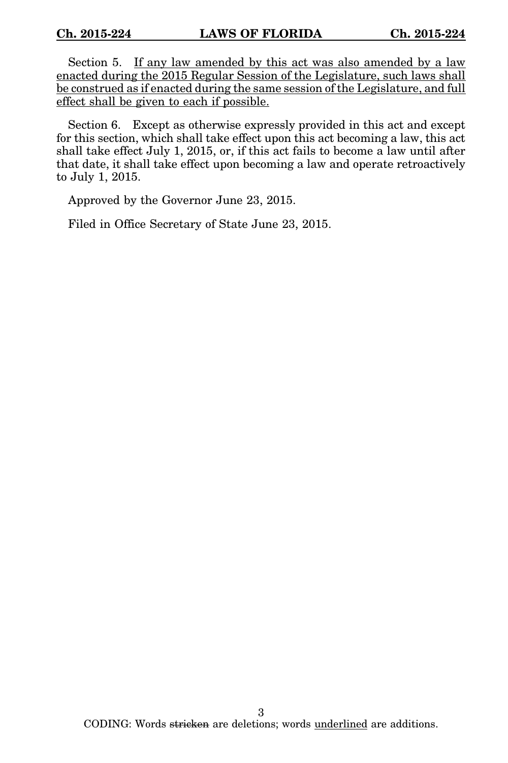Section 5. <u>If any law amended by this act was also amended by a law enacted during the 2015 Regular Session of the Legislature, such laws shall be construed as if enacted during the same session of the Legislature, and full effect shall be given to each if possible.</u>

Section 6. Except as otherwise expressly provided in this act and except for this section, which shall take effect upon this act becoming a law, this act shall take effect July 1, 2015, or, if this act fails to become a law until after that date, it shall take effect upon becoming a law and operate retroactively to July 1, 2015.

Approved by the Governor June 23, 2015.

Filed in Office Secretary of State June 23, 2015.

CODING: Words ~~stricken~~ are deletions; words <u>underlined</u> are additions.